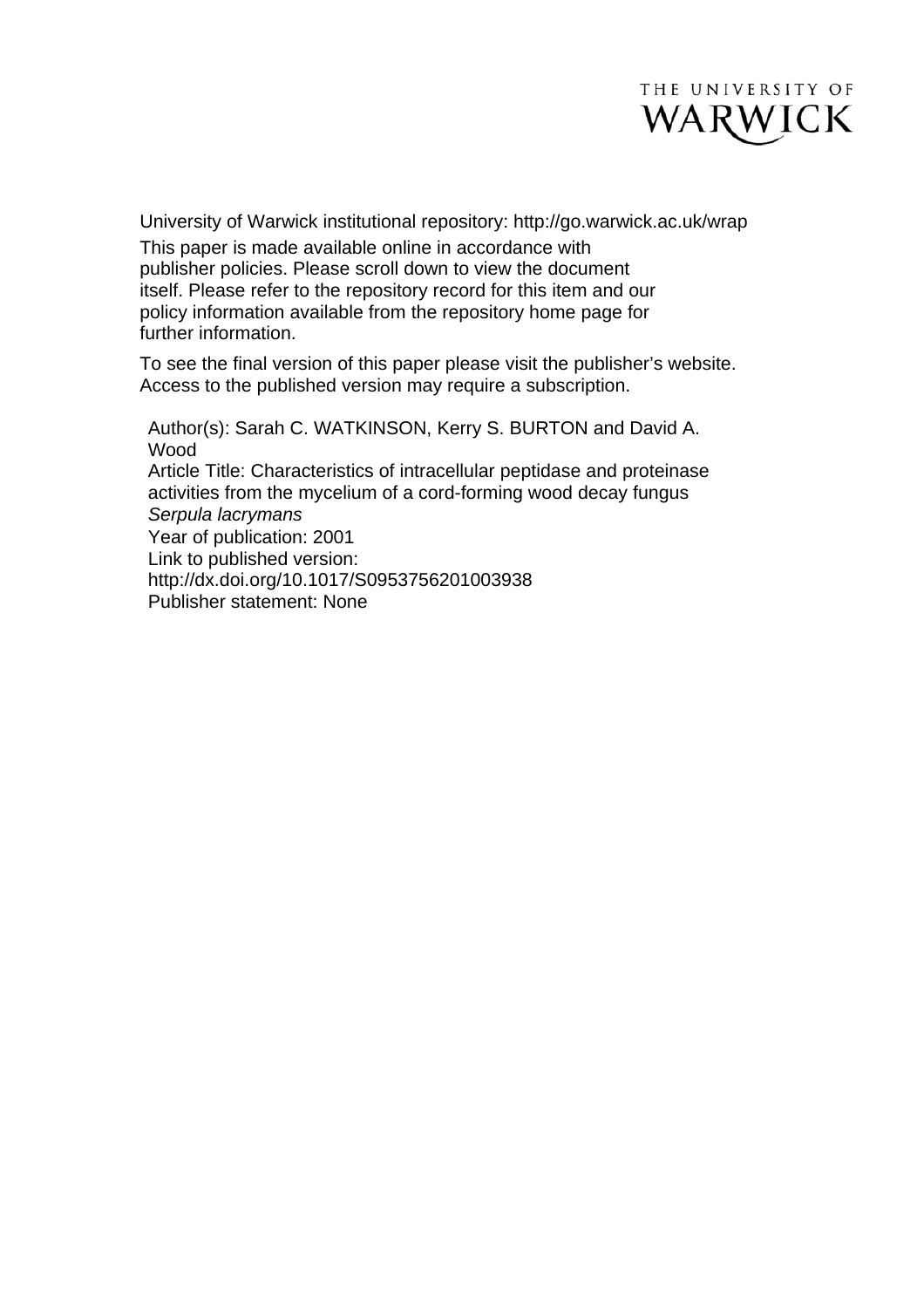THE UNIVERSITY OF WARWICK

University of Warwick institutional repository: http://go.warwick.ac.uk/wrap

This paper is made available online in accordance with publisher policies. Please scroll down to view the document itself. Please refer to the repository record for this item and our policy information available from the repository home page for further information.

To see the final version of this paper please visit the publisher's website. Access to the published version may require a subscription.

Author(s): Sarah C. WATKINSON, Kerry S. BURTON and David A. Wood

Article Title: Characteristics of intracellular peptidase and proteinase activities from the mycelium of a cord-forming wood decay fungus *Serpula lacrymans*

Year of publication: 2001

Link to published version: http://dx.doi.org/10.1017/S0953756201003938

Publisher statement: None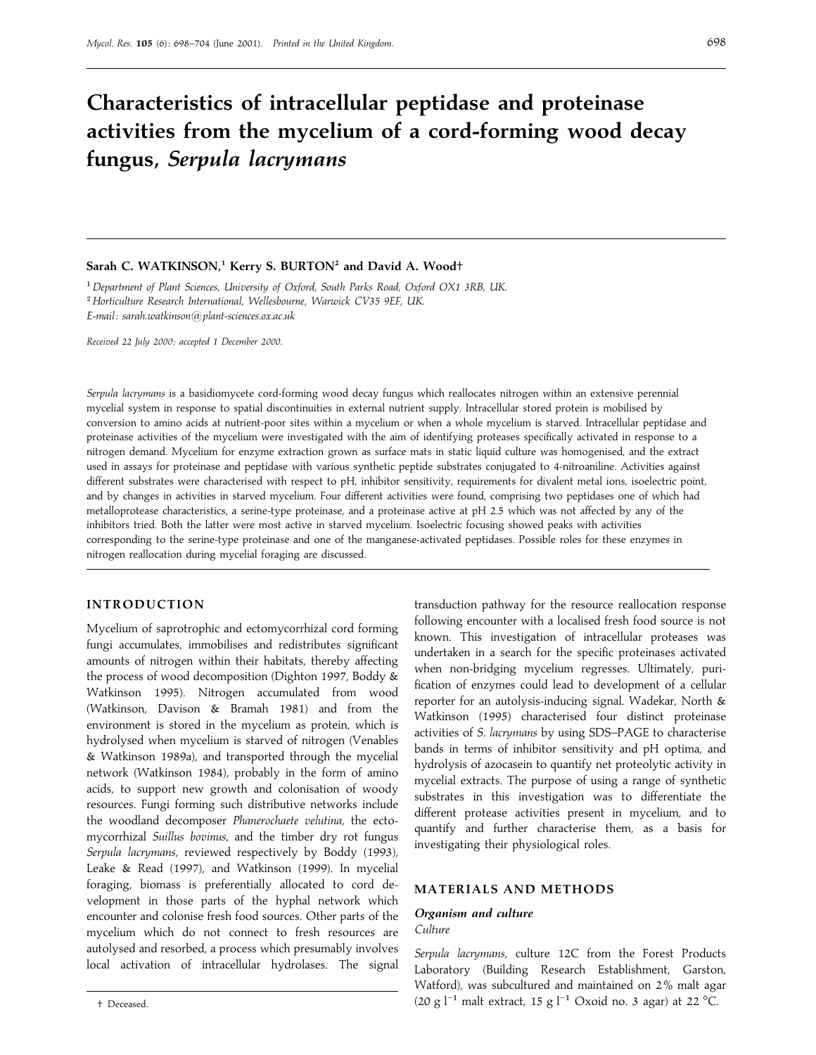# Characteristics of intracellular peptidase and proteinase activities from the mycelium of a cord-forming wood decay fungus, *Serpula lacrymans*

**Sarah C. WATKINSON,[1] Kerry S. BURTON[2] and David A. Wood†**

[1] *Department of Plant Sciences, University of Oxford, South Parks Road, Oxford OX1 3RB, UK.*
[2] *Horticulture Research International, Wellesbourne, Warwick CV35 9EF, UK.*
*E-mail: sarah.watkinson@plant-sciences.ox.ac.uk*

*Received 22 July 2000; accepted 1 December 2000.*

*Serpula lacrymans* is a basidiomycete cord-forming wood decay fungus which reallocates nitrogen within an extensive perennial mycelial system in response to spatial discontinuities in external nutrient supply. Intracellular stored protein is mobilised by conversion to amino acids at nutrient-poor sites within a mycelium or when a whole mycelium is starved. Intracellular peptidase and proteinase activities of the mycelium were investigated with the aim of identifying proteases specifically activated in response to a nitrogen demand. Mycelium for enzyme extraction grown as surface mats in static liquid culture was homogenised, and the extract used in assays for proteinase and peptidase with various synthetic peptide substrates conjugated to 4-nitroaniline. Activities against different substrates were characterised with respect to pH, inhibitor sensitivity, requirements for divalent metal ions, isoelectric point, and by changes in activities in starved mycelium. Four different activities were found, comprising two peptidases one of which had metalloprotease characteristics, a serine-type proteinase, and a proteinase active at pH 2.5 which was not affected by any of the inhibitors tried. Both the latter were most active in starved mycelium. Isoelectric focusing showed peaks with activities corresponding to the serine-type proteinase and one of the manganese-activated peptidases. Possible roles for these enzymes in nitrogen reallocation during mycelial foraging are discussed.

## INTRODUCTION

Mycelium of saprotrophic and ectomycorrhizal cord forming fungi accumulates, immobilises and redistributes significant amounts of nitrogen within their habitats, thereby affecting the process of wood decomposition (Dighton 1997, Boddy & Watkinson 1995). Nitrogen accumulated from wood (Watkinson, Davison & Bramah 1981) and from the environment is stored in the mycelium as protein, which is hydrolysed when mycelium is starved of nitrogen (Venables & Watkinson 1989a), and transported through the mycelial network (Watkinson 1984), probably in the form of amino acids, to support new growth and colonisation of woody resources. Fungi forming such distributive networks include the woodland decomposer *Phanerochaete velutina*, the ectomycorrhizal *Suillus bovinus*, and the timber dry rot fungus *Serpula lacrymans*, reviewed respectively by Boddy (1993), Leake & Read (1997), and Watkinson (1999). In mycelial foraging, biomass is preferentially allocated to cord development in those parts of the hyphal network which encounter and colonise fresh food sources. Other parts of the mycelium which do not connect to fresh resources are autolysed and resorbed, a process which presumably involves local activation of intracellular hydrolases. The signal transduction pathway for the resource reallocation response following encounter with a localised fresh food source is not known. This investigation of intracellular proteases was undertaken in a search for the specific proteinases activated when non-bridging mycelium regresses. Ultimately, purification of enzymes could lead to development of a cellular reporter for an autolysis-inducing signal. Wadekar, North & Watkinson (1995) characterised four distinct proteinase activities of *S. lacrymans* by using SDS–PAGE to characterise bands in terms of inhibitor sensitivity and pH optima, and hydrolysis of azocasein to quantify net proteolytic activity in mycelial extracts. The purpose of using a range of synthetic substrates in this investigation was to differentiate the different protease activities present in mycelium, and to quantify and further characterise them, as a basis for investigating their physiological roles.

## MATERIALS AND METHODS

### Organism and culture

*Culture*

*Serpula lacrymans*, culture 12C from the Forest Products Laboratory (Building Research Establishment, Garston, Watford), was subcultured and maintained on 2% malt agar (20 g $l^{-1}$ malt extract, 15 g $l^{-1}$ Oxoid no. 3 agar) at 22 °C.

† Deceased.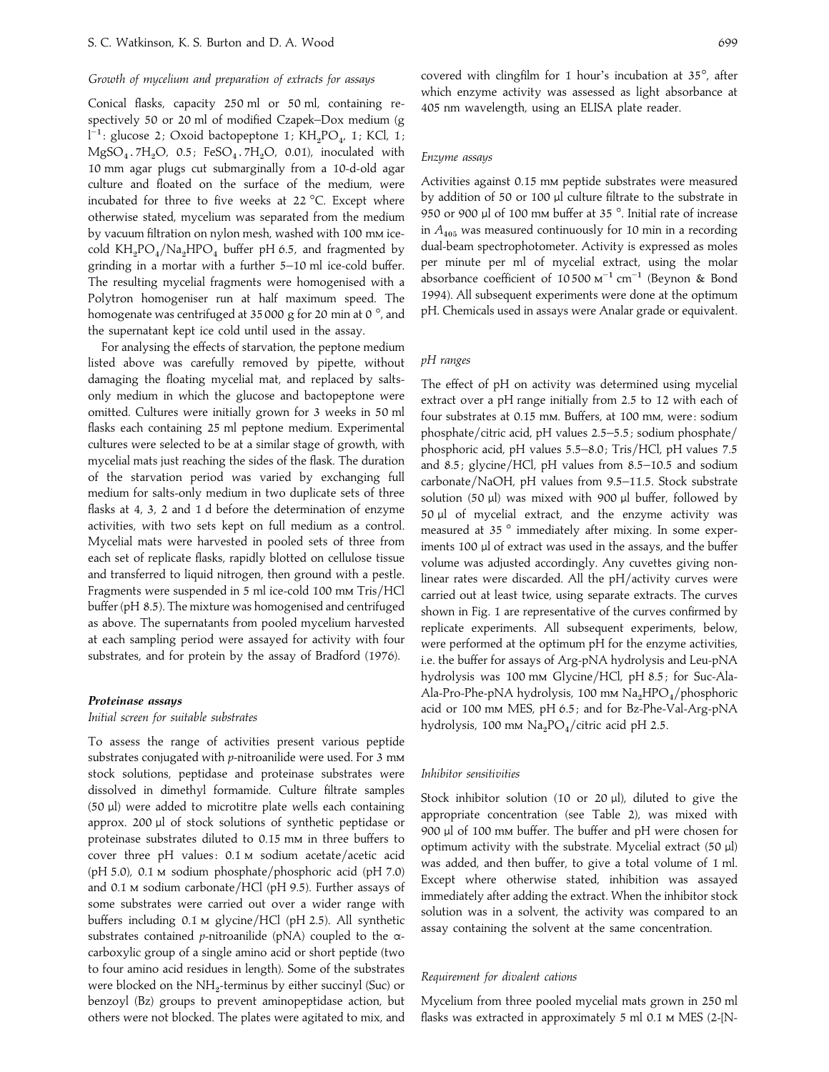*Growth of mycelium and preparation of extracts for assays*

Conical flasks, capacity 250 ml or 50 ml, containing respectively 50 or 20 ml of modified Czapek–Dox medium (g $l^{-1}$: glucose 2; Oxoid bactopeptone 1; $KH_2PO_4$, 1; KCl, 1; $MgSO_4 . 7H_2O$, 0.5; $FeSO_4 . 7H_2O$, 0.01), inoculated with 10 mm agar plugs cut submarginally from a 10-d-old agar culture and floated on the surface of the medium, were incubated for three to five weeks at 22 °C. Except where otherwise stated, mycelium was separated from the medium by vacuum filtration on nylon mesh, washed with 100 mM ice-cold $KH_2PO_4/Na_2HPO_4$ buffer pH 6.5, and fragmented by grinding in a mortar with a further 5–10 ml ice-cold buffer. The resulting mycelial fragments were homogenised with a Polytron homogeniser run at half maximum speed. The homogenate was centrifuged at 35 000 g for 20 min at 0 °, and the supernatant kept ice cold until used in the assay.

For analysing the effects of starvation, the peptone medium listed above was carefully removed by pipette, without damaging the floating mycelial mat, and replaced by salts-only medium in which the glucose and bactopeptone were omitted. Cultures were initially grown for 3 weeks in 50 ml flasks each containing 25 ml peptone medium. Experimental cultures were selected to be at a similar stage of growth, with mycelial mats just reaching the sides of the flask. The duration of the starvation period was varied by exchanging full medium for salts-only medium in two duplicate sets of three flasks at 4, 3, 2 and 1 d before the determination of enzyme activities, with two sets kept on full medium as a control. Mycelial mats were harvested in pooled sets of three from each set of replicate flasks, rapidly blotted on cellulose tissue and transferred to liquid nitrogen, then ground with a pestle. Fragments were suspended in 5 ml ice-cold 100 mM Tris/HCl buffer (pH 8.5). The mixture was homogenised and centrifuged as above. The supernatants from pooled mycelium harvested at each sampling period were assayed for activity with four substrates, and for protein by the assay of Bradford (1976).

### ***Proteinase assays***

*Initial screen for suitable substrates*

To assess the range of activities present various peptide substrates conjugated with *p*-nitroanilide were used. For 3 mM stock solutions, peptidase and proteinase substrates were dissolved in dimethyl formamide. Culture filtrate samples (50 µl) were added to microtitre plate wells each containing approx. 200 µl of stock solutions of synthetic peptidase or proteinase substrates diluted to 0.15 mM in three buffers to cover three pH values: 0.1 M sodium acetate/acetic acid (pH 5.0), 0.1 M sodium phosphate/phosphoric acid (pH 7.0) and 0.1 M sodium carbonate/HCl (pH 9.5). Further assays of some substrates were carried out over a wider range with buffers including 0.1 M glycine/HCl (pH 2.5). All synthetic substrates contained *p*-nitroanilide (pNA) coupled to the α-carboxylic group of a single amino acid or short peptide (two to four amino acid residues in length). Some of the substrates were blocked on the $NH_2$-terminus by either succinyl (Suc) or benzoyl (Bz) groups to prevent aminopeptidase action, but others were not blocked. The plates were agitated to mix, and covered with clingfilm for 1 hour's incubation at 35°, after which enzyme activity was assessed as light absorbance at 405 nm wavelength, using an ELISA plate reader.

*Enzyme assays*

Activities against 0.15 mM peptide substrates were measured by addition of 50 or 100 µl culture filtrate to the substrate in 950 or 900 µl of 100 mM buffer at 35 °. Initial rate of increase in $A_{405}$ was measured continuously for 10 min in a recording dual-beam spectrophotometer. Activity is expressed as moles per minute per ml of mycelial extract, using the molar absorbance coefficient of 10 500 $M^{-1}$ $cm^{-1}$ (Beynon & Bond 1994). All subsequent experiments were done at the optimum pH. Chemicals used in assays were Analar grade or equivalent.

*pH ranges*

The effect of pH on activity was determined using mycelial extract over a pH range initially from 2.5 to 12 with each of four substrates at 0.15 mM. Buffers, at 100 mM, were: sodium phosphate/citric acid, pH values 2.5–5.5; sodium phosphate/phosphoric acid, pH values 5.5–8.0; Tris/HCl, pH values 7.5 and 8.5; glycine/HCl, pH values from 8.5–10.5 and sodium carbonate/NaOH, pH values from 9.5–11.5. Stock substrate solution (50 µl) was mixed with 900 µl buffer, followed by 50 µl of mycelial extract, and the enzyme activity was measured at 35 ° immediately after mixing. In some experiments 100 µl of extract was used in the assays, and the buffer volume was adjusted accordingly. Any cuvettes giving non-linear rates were discarded. All the pH/activity curves were carried out at least twice, using separate extracts. The curves shown in Fig. 1 are representative of the curves confirmed by replicate experiments. All subsequent experiments, below, were performed at the optimum pH for the enzyme activities, i.e. the buffer for assays of Arg-pNA hydrolysis and Leu-pNA hydrolysis was 100 mM Glycine/HCl, pH 8.5; for Suc-Ala-Ala-Pro-Phe-pNA hydrolysis, 100 mM $Na_2HPO_4$/phosphoric acid or 100 mM MES, pH 6.5; and for Bz-Phe-Val-Arg-pNA hydrolysis, 100 mM $Na_2PO_4$/citric acid pH 2.5.

*Inhibitor sensitivities*

Stock inhibitor solution (10 or 20 µl), diluted to give the appropriate concentration (see Table 2), was mixed with 900 µl of 100 mM buffer. The buffer and pH were chosen for optimum activity with the substrate. Mycelial extract (50 µl) was added, and then buffer, to give a total volume of 1 ml. Except where otherwise stated, inhibition was assayed immediately after adding the extract. When the inhibitor stock solution was in a solvent, the activity was compared to an assay containing the solvent at the same concentration.

*Requirement for divalent cations*

Mycelium from three pooled mycelial mats grown in 250 ml flasks was extracted in approximately 5 ml 0.1 M MES (2-[N-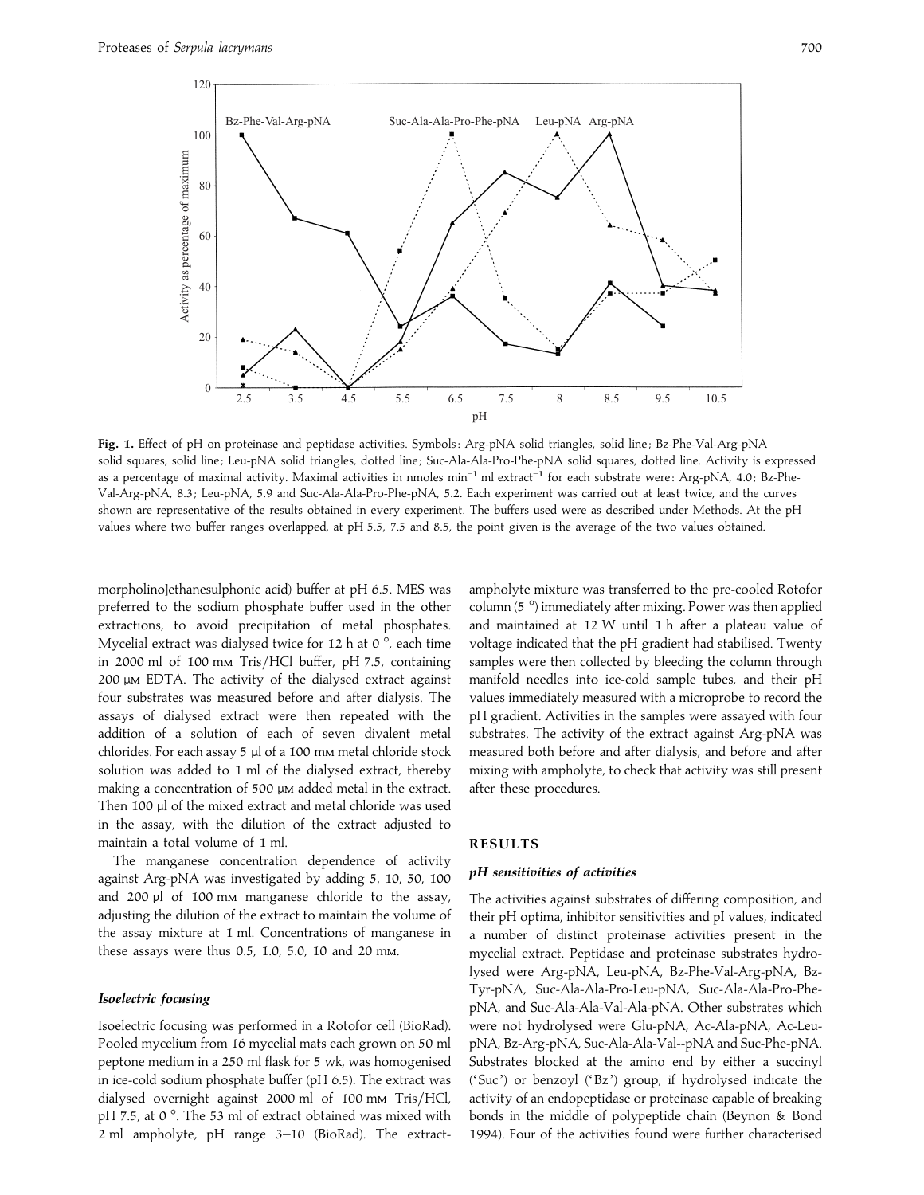Fig. 1. Effect of pH on proteinase and peptidase activities. Symbols: Arg-pNA solid triangles, solid line; Bz-Phe-Val-Arg-pNA solid squares, solid line; Leu-pNA solid triangles, dotted line; Suc-Ala-Ala-Pro-Phe-pNA solid squares, dotted line. Activity is expressed as a percentage of maximal activity. Maximal activities in nmoles $min^{-1}$ ml $extract^{-1}$ for each substrate were: Arg-pNA, 4.0; Bz-Phe-Val-Arg-pNA, 8.3; Leu-pNA, 5.9 and Suc-Ala-Ala-Pro-Phe-pNA, 5.2. Each experiment was carried out at least twice, and the curves shown are representative of the results obtained in every experiment. The buffers used were as described under Methods. At the pH values where two buffer ranges overlapped, at pH 5.5, 7.5 and 8.5, the point given is the average of the two values obtained.

morpholino]ethanesulphonic acid) buffer at pH 6.5. MES was preferred to the sodium phosphate buffer used in the other extractions, to avoid precipitation of metal phosphates. Mycelial extract was dialysed twice for 12 h at 0 °, each time in 2000 ml of 100 mM Tris/HCl buffer, pH 7.5, containing 200 μM EDTA. The activity of the dialysed extract against four substrates was measured before and after dialysis. The assays of dialysed extract were then repeated with the addition of a solution of each of seven divalent metal chlorides. For each assay 5 μl of a 100 mM metal chloride stock solution was added to 1 ml of the dialysed extract, thereby making a concentration of 500 μM added metal in the extract. Then 100 μl of the mixed extract and metal chloride was used in the assay, with the dilution of the extract adjusted to maintain a total volume of 1 ml.

The manganese concentration dependence of activity against Arg-pNA was investigated by adding 5, 10, 50, 100 and 200 μl of 100 mM manganese chloride to the assay, adjusting the dilution of the extract to maintain the volume of the assay mixture at 1 ml. Concentrations of manganese in these assays were thus 0.5, 1.0, 5.0, 10 and 20 mM.

### *Isoelectric focusing*

Isoelectric focusing was performed in a Rotofor cell (BioRad). Pooled mycelium from 16 mycelial mats each grown on 50 ml peptone medium in a 250 ml flask for 5 wk, was homogenised in ice-cold sodium phosphate buffer (pH 6.5). The extract was dialysed overnight against 2000 ml of 100 mM Tris/HCl, pH 7.5, at 0 °. The 53 ml of extract obtained was mixed with 2 ml ampholyte, pH range 3–10 (BioRad). The extract-ampholyte mixture was transferred to the pre-cooled Rotofor column (5 °) immediately after mixing. Power was then applied and maintained at 12 W until 1 h after a plateau value of voltage indicated that the pH gradient had stabilised. Twenty samples were then collected by bleeding the column through manifold needles into ice-cold sample tubes, and their pH values immediately measured with a microprobe to record the pH gradient. Activities in the samples were assayed with four substrates. The activity of the extract against Arg-pNA was measured both before and after dialysis, and before and after mixing with ampholyte, to check that activity was still present after these procedures.

## RESULTS

### *pH sensitivities of activities*

The activities against substrates of differing composition, and their pH optima, inhibitor sensitivities and pI values, indicated a number of distinct proteinase activities present in the mycelial extract. Peptidase and proteinase substrates hydrolysed were Arg-pNA, Leu-pNA, Bz-Phe-Val-Arg-pNA, Bz-Tyr-pNA, Suc-Ala-Ala-Pro-Leu-pNA, Suc-Ala-Ala-Pro-Phe-pNA, and Suc-Ala-Ala-Val-Ala-pNA. Other substrates which were not hydrolysed were Glu-pNA, Ac-Ala-pNA, Ac-Leu-pNA, Bz-Arg-pNA, Suc-Ala-Ala-Val--pNA and Suc-Phe-pNA. Substrates blocked at the amino end by either a succinyl ('Suc') or benzoyl ('Bz') group, if hydrolysed indicate the activity of an endopeptidase or proteinase capable of breaking bonds in the middle of polypeptide chain (Beynon & Bond 1994). Four of the activities found were further characterised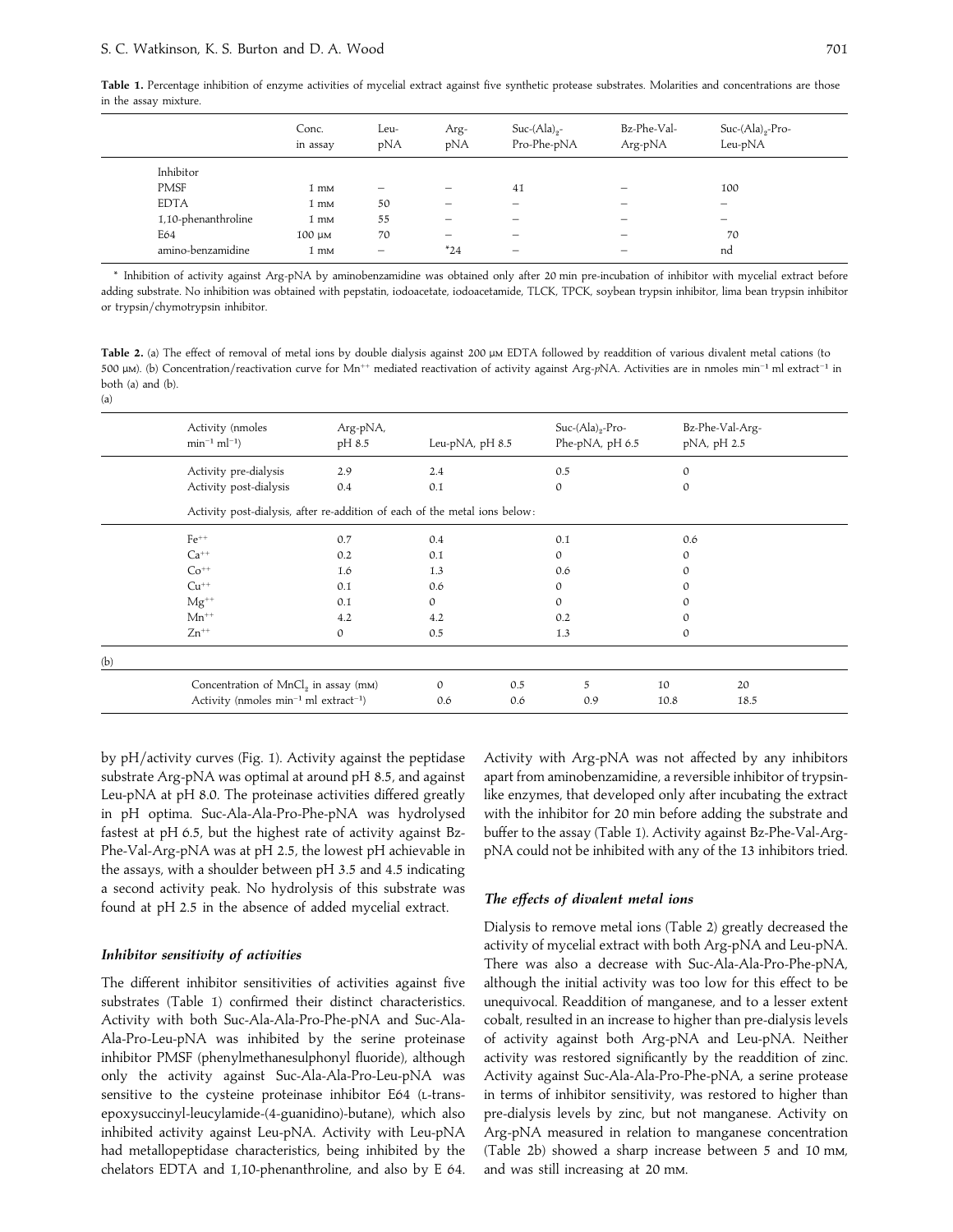**Table 1.** Percentage inhibition of enzyme activities of mycelial extract against five synthetic protease substrates. Molarities and concentrations are those in the assay mixture.

| | Conc. in assay | Leu-pNA | Arg-pNA | Suc-$(Ala)_2$-Pro-Phe-pNA | Bz-Phe-Val-Arg-pNA | Suc-$(Ala)_2$-Pro-Leu-pNA |
|---|---|---|---|---|---|---|
| Inhibitor | | | | | | |
| PMSF | 1 mM | – | – | 41 | – | 100 |
| EDTA | 1 mM | 50 | – | – | – | – |
| 1,10-phenanthroline | 1 mM | 55 | – | – | – | – |
| E64 | 100 μM | 70 | – | – | – | 70 |
| amino-benzamidine | 1 mM | – | *24 | – | – | nd |

\* Inhibition of activity against Arg-pNA by aminobenzamidine was obtained only after 20 min pre-incubation of inhibitor with mycelial extract before adding substrate. No inhibition was obtained with pepstatin, iodoacetate, iodoacetamide, TLCK, TPCK, soybean trypsin inhibitor, lima bean trypsin inhibitor or trypsin/chymotrypsin inhibitor.

**Table 2.** (a) The effect of removal of metal ions by double dialysis against 200 μM EDTA followed by readdition of various divalent metal cations (to 500 μM). (b) Concentration/reactivation curve for $Mn^{++}$ mediated reactivation of activity against Arg-*p*NA. Activities are in nmoles $min^{-1}$ ml extract$^{-1}$ in both (a) and (b).

(a)

| Activity (nmoles $min^{-1}$ $ml^{-1}$) | Arg-pNA, pH 8.5 | Leu-pNA, pH 8.5 | Suc-$(Ala)_2$-Pro-Phe-pNA, pH 6.5 | Bz-Phe-Val-Arg-pNA, pH 2.5 |
|---|---|---|---|---|
| Activity pre-dialysis | 2.9 | 2.4 | 0.5 | 0 |
| Activity post-dialysis | 0.4 | 0.1 | 0 | 0 |
| Activity post-dialysis, after re-addition of each of the metal ions below: | | | | |
| $Fe^{++}$ | 0.7 | 0.4 | 0.1 | 0.6 |
| $Ca^{++}$ | 0.2 | 0.1 | 0 | 0 |
| $Co^{++}$ | 1.6 | 1.3 | 0.6 | 0 |
| $Cu^{++}$ | 0.1 | 0.6 | 0 | 0 |
| $Mg^{++}$ | 0.1 | 0 | 0 | 0 |
| $Mn^{++}$ | 4.2 | 4.2 | 0.2 | 0 |
| $Zn^{++}$ | 0 | 0.5 | 1.3 | 0 |

(b)

| Concentration of $MnCl_2$ in assay (mM) | 0 | 0.5 | 5 | 10 | 20 |
|---|---|---|---|---|---|
| Activity (nmoles $min^{-1}$ ml extract$^{-1}$) | 0.6 | 0.6 | 0.9 | 10.8 | 18.5 |

by pH/activity curves (Fig. 1). Activity against the peptidase substrate Arg-pNA was optimal at around pH 8.5, and against Leu-pNA at pH 8.0. The proteinase activities differed greatly in pH optima. Suc-Ala-Ala-Pro-Phe-pNA was hydrolysed fastest at pH 6.5, but the highest rate of activity against Bz-Phe-Val-Arg-pNA was at pH 2.5, the lowest pH achievable in the assays, with a shoulder between pH 3.5 and 4.5 indicating a second activity peak. No hydrolysis of this substrate was found at pH 2.5 in the absence of added mycelial extract.

### *Inhibitor sensitivity of activities*

The different inhibitor sensitivities of activities against five substrates (Table 1) confirmed their distinct characteristics. Activity with both Suc-Ala-Ala-Pro-Phe-pNA and Suc-Ala-Ala-Pro-Leu-pNA was inhibited by the serine proteinase inhibitor PMSF (phenylmethanesulphonyl fluoride), although only the activity against Suc-Ala-Ala-Pro-Leu-pNA was sensitive to the cysteine proteinase inhibitor E64 (L-trans-epoxysuccinyl-leucylamide-(4-guanidino)-butane), which also inhibited activity against Leu-pNA. Activity with Leu-pNA had metallopeptidase characteristics, being inhibited by the chelators EDTA and 1,10-phenanthroline, and also by E 64. Activity with Arg-pNA was not affected by any inhibitors apart from aminobenzamidine, a reversible inhibitor of trypsin-like enzymes, that developed only after incubating the extract with the inhibitor for 20 min before adding the substrate and buffer to the assay (Table 1). Activity against Bz-Phe-Val-Arg-pNA could not be inhibited with any of the 13 inhibitors tried.

### *The effects of divalent metal ions*

Dialysis to remove metal ions (Table 2) greatly decreased the activity of mycelial extract with both Arg-pNA and Leu-pNA. There was also a decrease with Suc-Ala-Ala-Pro-Phe-pNA, although the initial activity was too low for this effect to be unequivocal. Readdition of manganese, and to a lesser extent cobalt, resulted in an increase to higher than pre-dialysis levels of activity against both Arg-pNA and Leu-pNA. Neither activity was restored significantly by the readdition of zinc. Activity against Suc-Ala-Ala-Pro-Phe-pNA, a serine protease in terms of inhibitor sensitivity, was restored to higher than pre-dialysis levels by zinc, but not manganese. Activity on Arg-pNA measured in relation to manganese concentration (Table 2b) showed a sharp increase between 5 and 10 mM, and was still increasing at 20 mM.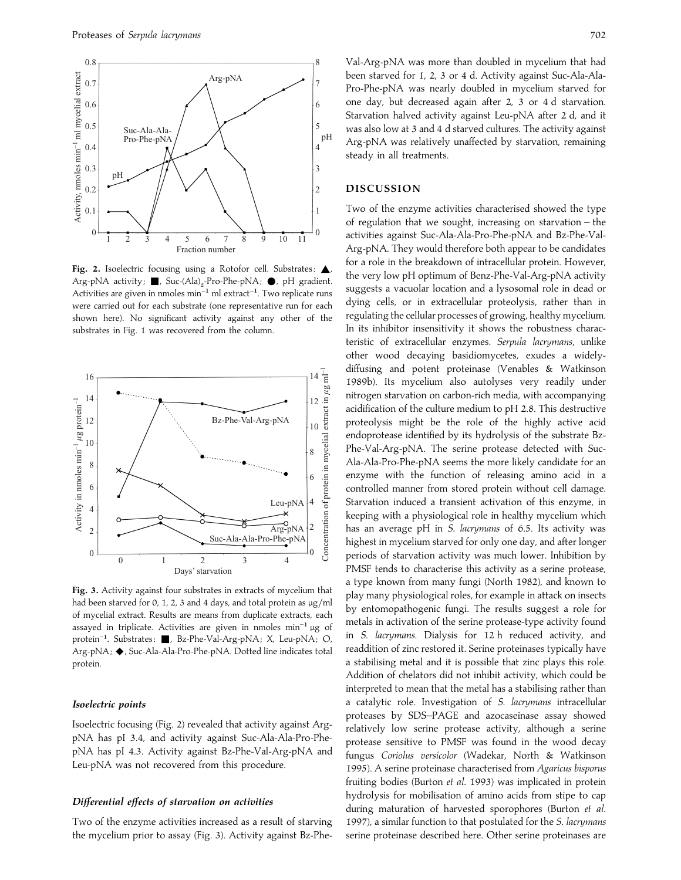Fig. 2. Isoelectric focusing using a Rotofor cell. Substrates: ▲, Arg-pNA activity; ■, Suc-(Ala)$_2$-Pro-Phe-pNA; ●, pH gradient. Activities are given in nmoles min$^{-1}$ ml extract$^{-1}$. Two replicate runs were carried out for each substrate (one representative run for each shown here). No significant activity against any other of the substrates in Fig. 1 was recovered from the column.

Fig. 3. Activity against four substrates in extracts of mycelium that had been starved for 0, 1, 2, 3 and 4 days, and total protein as µg/ml of mycelial extract. Results are means from duplicate extracts, each assayed in triplicate. Activities are given in nmoles min$^{-1}$ µg of protein$^{-1}$. Substrates: ■, Bz-Phe-Val-Arg-pNA; X, Leu-pNA; O, Arg-pNA; ◆, Suc-Ala-Ala-Pro-Phe-pNA. Dotted line indicates total protein.

### *Isoelectric points*

Isoelectric focusing (Fig. 2) revealed that activity against Arg-pNA has pI 3.4, and activity against Suc-Ala-Ala-Pro-Phe-pNA has pI 4.3. Activity against Bz-Phe-Val-Arg-pNA and Leu-pNA was not recovered from this procedure.

### *Differential effects of starvation on activities*

Two of the enzyme activities increased as a result of starving the mycelium prior to assay (Fig. 3). Activity against Bz-Phe-Val-Arg-pNA was more than doubled in mycelium that had been starved for 1, 2, 3 or 4 d. Activity against Suc-Ala-Ala-Pro-Phe-pNA was nearly doubled in mycelium starved for one day, but decreased again after 2, 3 or 4 d starvation. Starvation halved activity against Leu-pNA after 2 d, and it was also low at 3 and 4 d starved cultures. The activity against Arg-pNA was relatively unaffected by starvation, remaining steady in all treatments.

## DISCUSSION

Two of the enzyme activities characterised showed the type of regulation that we sought, increasing on starvation – the activities against Suc-Ala-Ala-Pro-Phe-pNA and Bz-Phe-Val-Arg-pNA. They would therefore both appear to be candidates for a role in the breakdown of intracellular protein. However, the very low pH optimum of Benz-Phe-Val-Arg-pNA activity suggests a vacuolar location and a lysosomal role in dead or dying cells, or in extracellular proteolysis, rather than in regulating the cellular processes of growing, healthy mycelium. In its inhibitor insensitivity it shows the robustness characteristic of extracellular enzymes. *Serpula lacrymans*, unlike other wood decaying basidiomycetes, exudes a widely-diffusing and potent proteinase (Venables & Watkinson 1989b). Its mycelium also autolyses very readily under nitrogen starvation on carbon-rich media, with accompanying acidification of the culture medium to pH 2.8. This destructive proteolysis might be the role of the highly active acid endoprotease identified by its hydrolysis of the substrate Bz-Phe-Val-Arg-pNA. The serine protease detected with Suc-Ala-Ala-Pro-Phe-pNA seems the more likely candidate for an enzyme with the function of releasing amino acid in a controlled manner from stored protein without cell damage. Starvation induced a transient activation of this enzyme, in keeping with a physiological role in healthy mycelium which has an average pH in *S. lacrymans* of 6.5. Its activity was highest in mycelium starved for only one day, and after longer periods of starvation activity was much lower. Inhibition by PMSF tends to characterise this activity as a serine protease, a type known from many fungi (North 1982), and known to play many physiological roles, for example in attack on insects by entomopathogenic fungi. The results suggest a role for metals in activation of the serine protease-type activity found in *S. lacrymans*. Dialysis for 12 h reduced activity, and readdition of zinc restored it. Serine proteinases typically have a stabilising metal and it is possible that zinc plays this role. Addition of chelators did not inhibit activity, which could be interpreted to mean that the metal has a stabilising rather than a catalytic role. Investigation of *S. lacrymans* intracellular proteases by SDS–PAGE and azocaseinase assay showed relatively low serine protease activity, although a serine protease sensitive to PMSF was found in the wood decay fungus *Coriolus versicolor* (Wadekar, North & Watkinson 1995). A serine proteinase characterised from *Agaricus bisporus* fruiting bodies (Burton *et al.* 1993) was implicated in protein hydrolysis for mobilisation of amino acids from stipe to cap during maturation of harvested sporophores (Burton *et al.* 1997), a similar function to that postulated for the *S. lacrymans* serine proteinase described here. Other serine proteinases are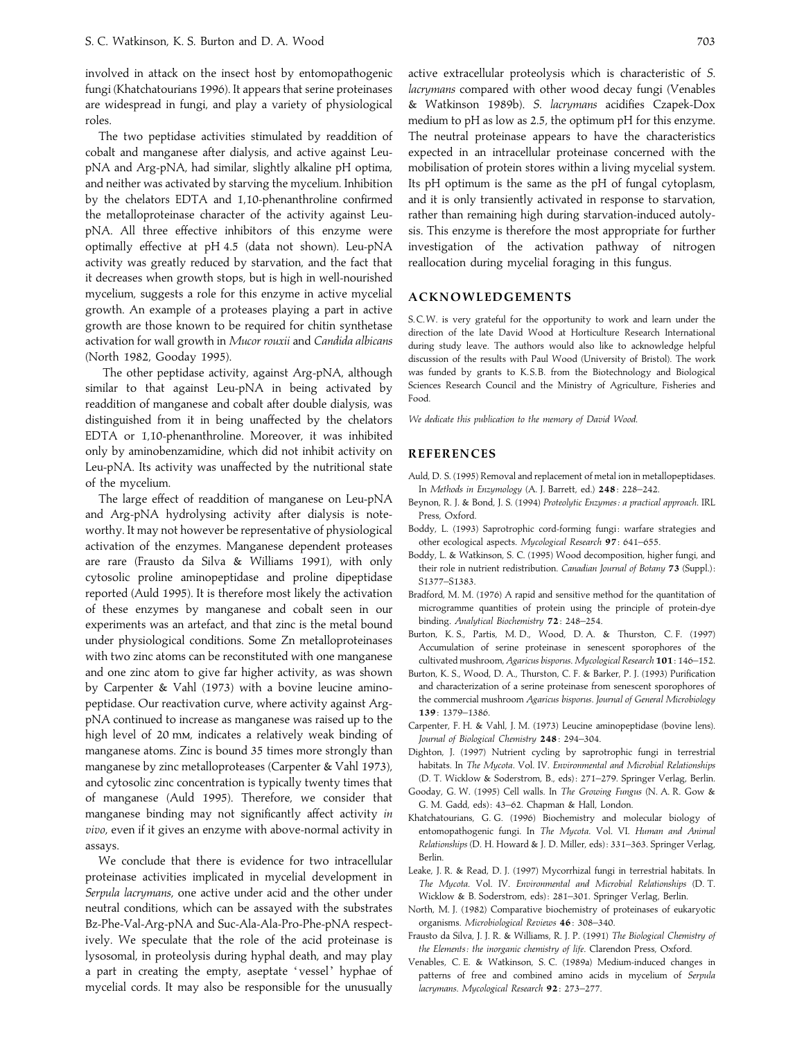involved in attack on the insect host by entomopathogenic fungi (Khatchatourians 1996). It appears that serine proteinases are widespread in fungi, and play a variety of physiological roles.

The two peptidase activities stimulated by readdition of cobalt and manganese after dialysis, and active against Leu-pNA and Arg-pNA, had similar, slightly alkaline pH optima, and neither was activated by starving the mycelium. Inhibition by the chelators EDTA and 1,10-phenanthroline confirmed the metalloproteinase character of the activity against Leu-pNA. All three effective inhibitors of this enzyme were optimally effective at pH 4.5 (data not shown). Leu-pNA activity was greatly reduced by starvation, and the fact that it decreases when growth stops, but is high in well-nourished mycelium, suggests a role for this enzyme in active mycelial growth. An example of a proteases playing a part in active growth are those known to be required for chitin synthetase activation for wall growth in *Mucor rouxii* and *Candida albicans* (North 1982, Gooday 1995).

The other peptidase activity, against Arg-pNA, although similar to that against Leu-pNA in being activated by readdition of manganese and cobalt after double dialysis, was distinguished from it in being unaffected by the chelators EDTA or 1,10-phenanthroline. Moreover, it was inhibited only by aminobenzamidine, which did not inhibit activity on Leu-pNA. Its activity was unaffected by the nutritional state of the mycelium.

The large effect of readdition of manganese on Leu-pNA and Arg-pNA hydrolysing activity after dialysis is noteworthy. It may not however be representative of physiological activation of the enzymes. Manganese dependent proteases are rare (Frausto da Silva & Williams 1991), with only cytosolic proline aminopeptidase and proline dipeptidase reported (Auld 1995). It is therefore most likely the activation of these enzymes by manganese and cobalt seen in our experiments was an artefact, and that zinc is the metal bound under physiological conditions. Some Zn metalloproteinases with two zinc atoms can be reconstituted with one manganese and one zinc atom to give far higher activity, as was shown by Carpenter & Vahl (1973) with a bovine leucine aminopeptidase. Our reactivation curve, where activity against Arg-pNA continued to increase as manganese was raised up to the high level of 20 mM, indicates a relatively weak binding of manganese atoms. Zinc is bound 35 times more strongly than manganese by zinc metalloproteases (Carpenter & Vahl 1973), and cytosolic zinc concentration is typically twenty times that of manganese (Auld 1995). Therefore, we consider that manganese binding may not significantly affect activity *in vivo*, even if it gives an enzyme with above-normal activity in assays.

We conclude that there is evidence for two intracellular proteinase activities implicated in mycelial development in *Serpula lacrymans*, one active under acid and the other under neutral conditions, which can be assayed with the substrates Bz-Phe-Val-Arg-pNA and Suc-Ala-Ala-Pro-Phe-pNA respectively. We speculate that the role of the acid proteinase is lysosomal, in proteolysis during hyphal death, and may play a part in creating the empty, aseptate 'vessel' hyphae of mycelial cords. It may also be responsible for the unusually active extracellular proteolysis which is characteristic of *S. lacrymans* compared with other wood decay fungi (Venables & Watkinson 1989b). *S. lacrymans* acidifies Czapek-Dox medium to pH as low as 2.5, the optimum pH for this enzyme. The neutral proteinase appears to have the characteristics expected in an intracellular proteinase concerned with the mobilisation of protein stores within a living mycelial system. Its pH optimum is the same as the pH of fungal cytoplasm, and it is only transiently activated in response to starvation, rather than remaining high during starvation-induced autolysis. This enzyme is therefore the most appropriate for further investigation of the activation pathway of nitrogen reallocation during mycelial foraging in this fungus.

## ACKNOWLEDGEMENTS

S.C.W. is very grateful for the opportunity to work and learn under the direction of the late David Wood at Horticulture Research International during study leave. The authors would also like to acknowledge helpful discussion of the results with Paul Wood (University of Bristol). The work was funded by grants to K.S.B. from the Biotechnology and Biological Sciences Research Council and the Ministry of Agriculture, Fisheries and Food.

*We dedicate this publication to the memory of David Wood.*

## REFERENCES

Auld, D. S. (1995) Removal and replacement of metal ion in metallopeptidases. In *Methods in Enzymology* (A. J. Barrett, ed.) **248**: 228–242.

Beynon, R. J. & Bond, J. S. (1994) *Proteolytic Enzymes: a practical approach*. IRL Press, Oxford.

Boddy, L. (1993) Saprotrophic cord-forming fungi: warfare strategies and other ecological aspects. *Mycological Research* **97**: 641–655.

Boddy, L. & Watkinson, S. C. (1995) Wood decomposition, higher fungi, and their role in nutrient redistribution. *Canadian Journal of Botany* **73** (Suppl.): S1377–S1383.

Bradford, M. M. (1976) A rapid and sensitive method for the quantitation of microgramme quantities of protein using the principle of protein-dye binding. *Analytical Biochemistry* **72**: 248–254.

Burton, K. S., Partis, M. D., Wood, D. A. & Thurston, C. F. (1997) Accumulation of serine proteinase in senescent sporophores of the cultivated mushroom, *Agaricus bisporus*. *Mycological Research* **101**: 146–152.

Burton, K. S., Wood, D. A., Thurston, C. F. & Barker, P. J. (1993) Purification and characterization of a serine proteinase from senescent sporophores of the commercial mushroom *Agaricus bisporus*. *Journal of General Microbiology* **139**: 1379–1386.

Carpenter, F. H. & Vahl, J. M. (1973) Leucine aminopeptidase (bovine lens). *Journal of Biological Chemistry* **248**: 294–304.

Dighton, J. (1997) Nutrient cycling by saprotrophic fungi in terrestrial habitats. In *The Mycota*. Vol. IV. *Environmental and Microbial Relationships* (D. T. Wicklow & Soderstrom, B., eds): 271–279. Springer Verlag, Berlin.

Gooday, G. W. (1995) Cell walls. In *The Growing Fungus* (N. A. R. Gow & G. M. Gadd, eds): 43–62. Chapman & Hall, London.

Khatchatourians, G. G. (1996) Biochemistry and molecular biology of entomopathogenic fungi. In *The Mycota*. Vol. VI. *Human and Animal Relationships* (D. H. Howard & J. D. Miller, eds): 331–363. Springer Verlag, Berlin.

Leake, J. R. & Read, D. J. (1997) Mycorrhizal fungi in terrestrial habitats. In *The Mycota*. Vol. IV. *Environmental and Microbial Relationships* (D. T. Wicklow & B. Soderstrom, eds): 281–301. Springer Verlag, Berlin.

North, M. J. (1982) Comparative biochemistry of proteinases of eukaryotic organisms. *Microbiological Reviews* **46**: 308–340.

Frausto da Silva, J. J. R. & Williams, R. J. P. (1991) *The Biological Chemistry of the Elements: the inorganic chemistry of life*. Clarendon Press, Oxford.

Venables, C. E. & Watkinson, S. C. (1989a) Medium-induced changes in patterns of free and combined amino acids in mycelium of *Serpula lacrymans*. *Mycological Research* **92**: 273–277.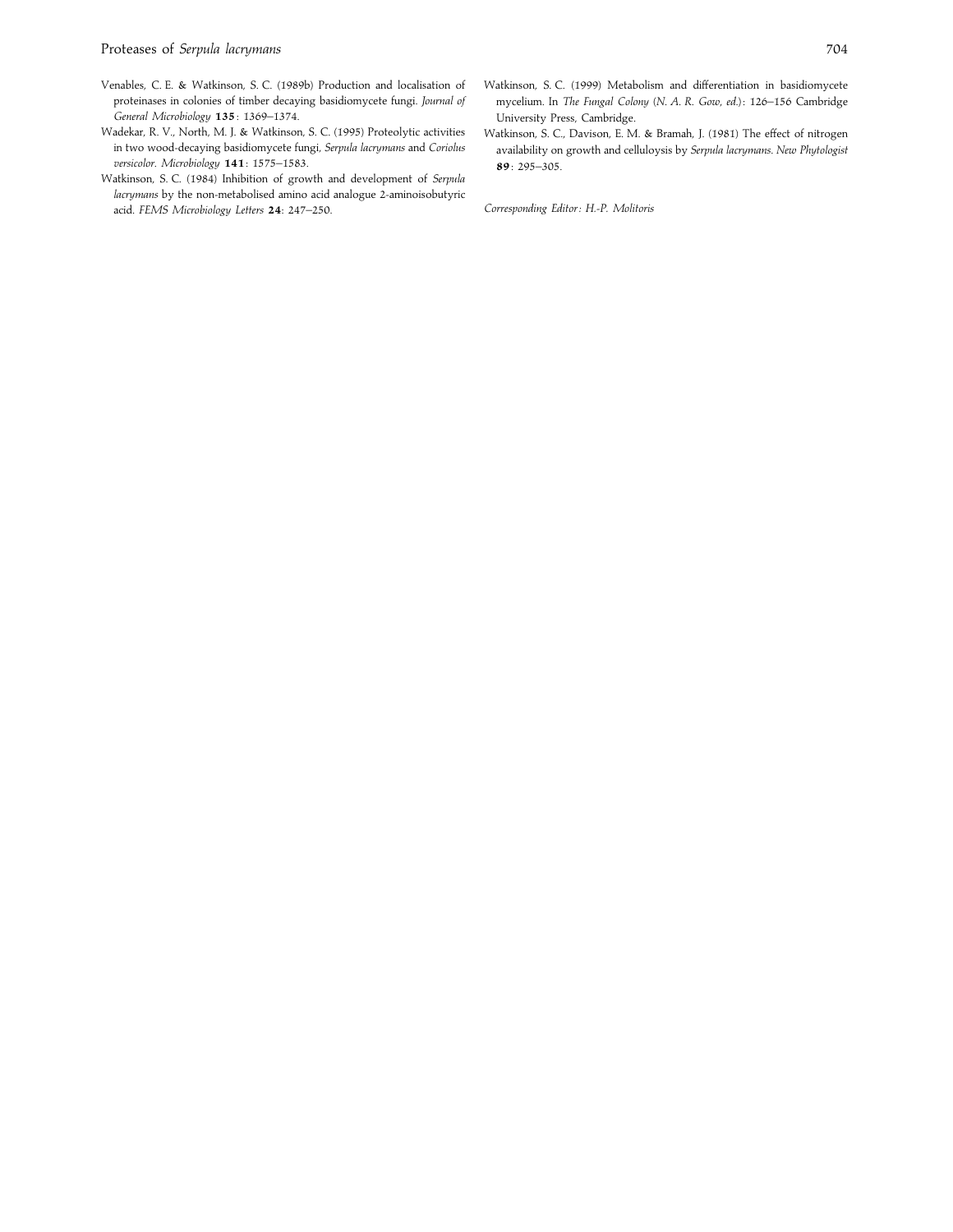Venables, C. E. & Watkinson, S. C. (1989b) Production and localisation of proteinases in colonies of timber decaying basidiomycete fungi. *Journal of General Microbiology* **135**: 1369–1374.

Wadekar, R. V., North, M. J. & Watkinson, S. C. (1995) Proteolytic activities in two wood-decaying basidiomycete fungi, *Serpula lacrymans* and *Coriolus versicolor*. *Microbiology* **141**: 1575–1583.

Watkinson, S. C. (1984) Inhibition of growth and development of *Serpula lacrymans* by the non-metabolised amino acid analogue 2-aminoisobutyric acid. *FEMS Microbiology Letters* **24**: 247–250.

Watkinson, S. C. (1999) Metabolism and differentiation in basidiomycete mycelium. In *The Fungal Colony* (*N. A. R. Gow, ed.*): 126–156 Cambridge University Press, Cambridge.

Watkinson, S. C., Davison, E. M. & Bramah, J. (1981) The effect of nitrogen availability on growth and celluloysis by *Serpula lacrymans*. *New Phytologist* **89**: 295–305.

*Corresponding Editor: H.-P. Molitoris*